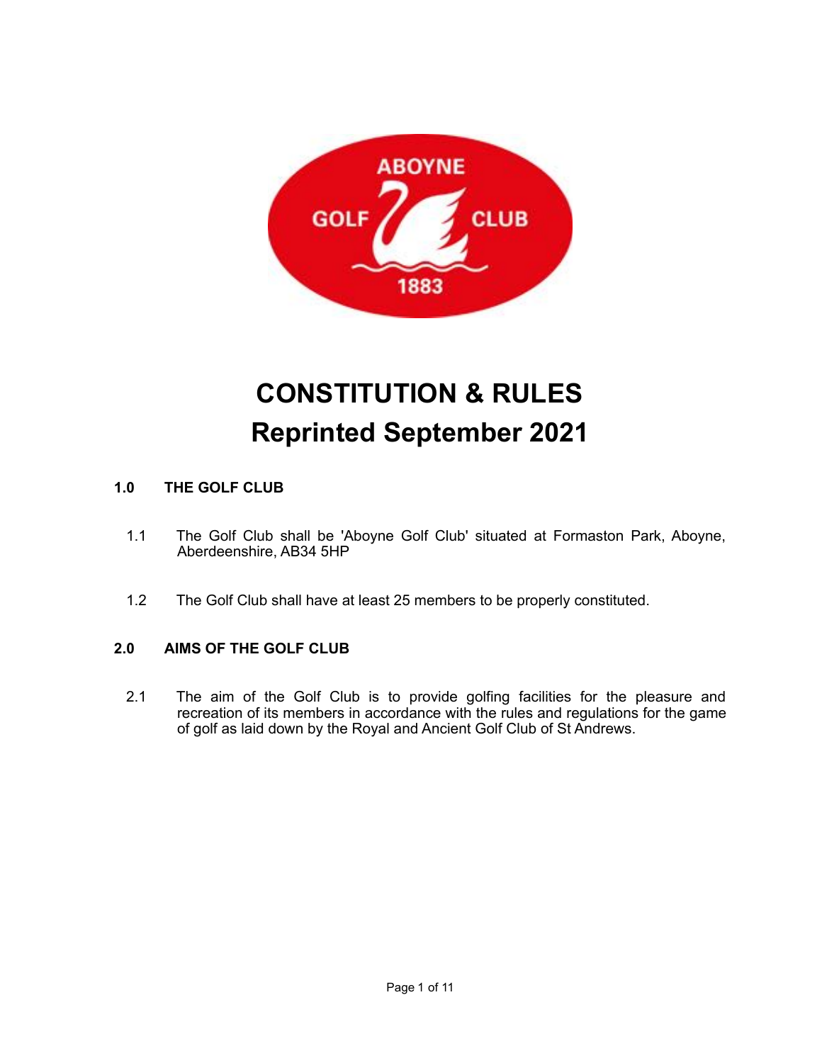# CONSTITUTION & RULES

# Reprinted September 2021

## 1.0 THE GOLF CLUB

1.1 The Golf Club shall be 'Aboyne Golf Club' situated at Formaston Park, Aboyne, Aberdeenshire, AB34 5HP

1.2 The Golf Club shall have at least 25 members to be properly constituted.

## 2.0 AIMS OF THE GOLF CLUB

2.1 The aim of the Golf Club is to provide golfing facilities for the pleasure and recreation of its members in accordance with the rules and regulations for the game of golf as laid down by the Royal and Ancient Golf Club of St Andrews.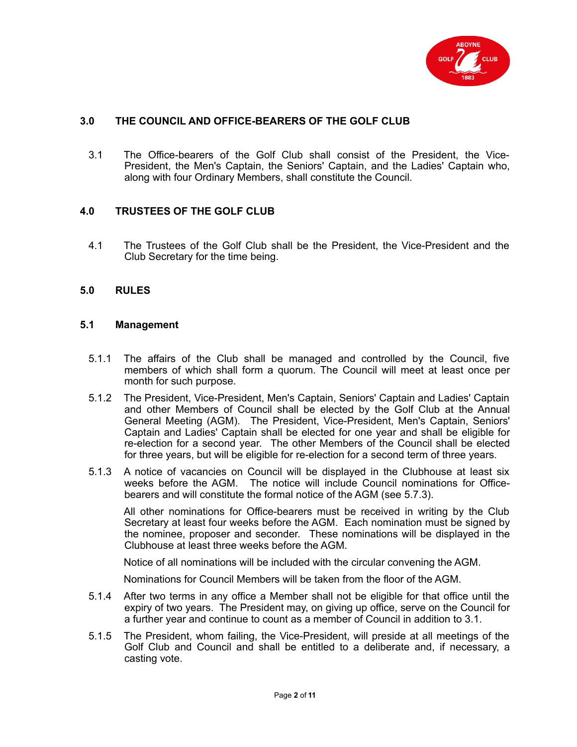## 3.0 THE COUNCIL AND OFFICE-BEARERS OF THE GOLF CLUB

3.1 The Office-bearers of the Golf Club shall consist of the President, the Vice-President, the Men's Captain, the Seniors' Captain, and the Ladies' Captain who, along with four Ordinary Members, shall constitute the Council.

## 4.0 TRUSTEES OF THE GOLF CLUB

4.1 The Trustees of the Golf Club shall be the President, the Vice-President and the Club Secretary for the time being.

## 5.0 RULES

### 5.1 Management

5.1.1 The affairs of the Club shall be managed and controlled by the Council, five members of which shall form a quorum. The Council will meet at least once per month for such purpose.

5.1.2 The President, Vice-President, Men's Captain, Seniors' Captain and Ladies' Captain and other Members of Council shall be elected by the Golf Club at the Annual General Meeting (AGM). The President, Vice-President, Men's Captain, Seniors' Captain and Ladies' Captain shall be elected for one year and shall be eligible for re-election for a second year. The other Members of the Council shall be elected for three years, but will be eligible for re-election for a second term of three years.

5.1.3 A notice of vacancies on Council will be displayed in the Clubhouse at least six weeks before the AGM. The notice will include Council nominations for Office-bearers and will constitute the formal notice of the AGM (see 5.7.3).

All other nominations for Office-bearers must be received in writing by the Club Secretary at least four weeks before the AGM. Each nomination must be signed by the nominee, proposer and seconder. These nominations will be displayed in the Clubhouse at least three weeks before the AGM.

Notice of all nominations will be included with the circular convening the AGM.

Nominations for Council Members will be taken from the floor of the AGM.

5.1.4 After two terms in any office a Member shall not be eligible for that office until the expiry of two years. The President may, on giving up office, serve on the Council for a further year and continue to count as a member of Council in addition to 3.1.

5.1.5 The President, whom failing, the Vice-President, will preside at all meetings of the Golf Club and Council and shall be entitled to a deliberate and, if necessary, a casting vote.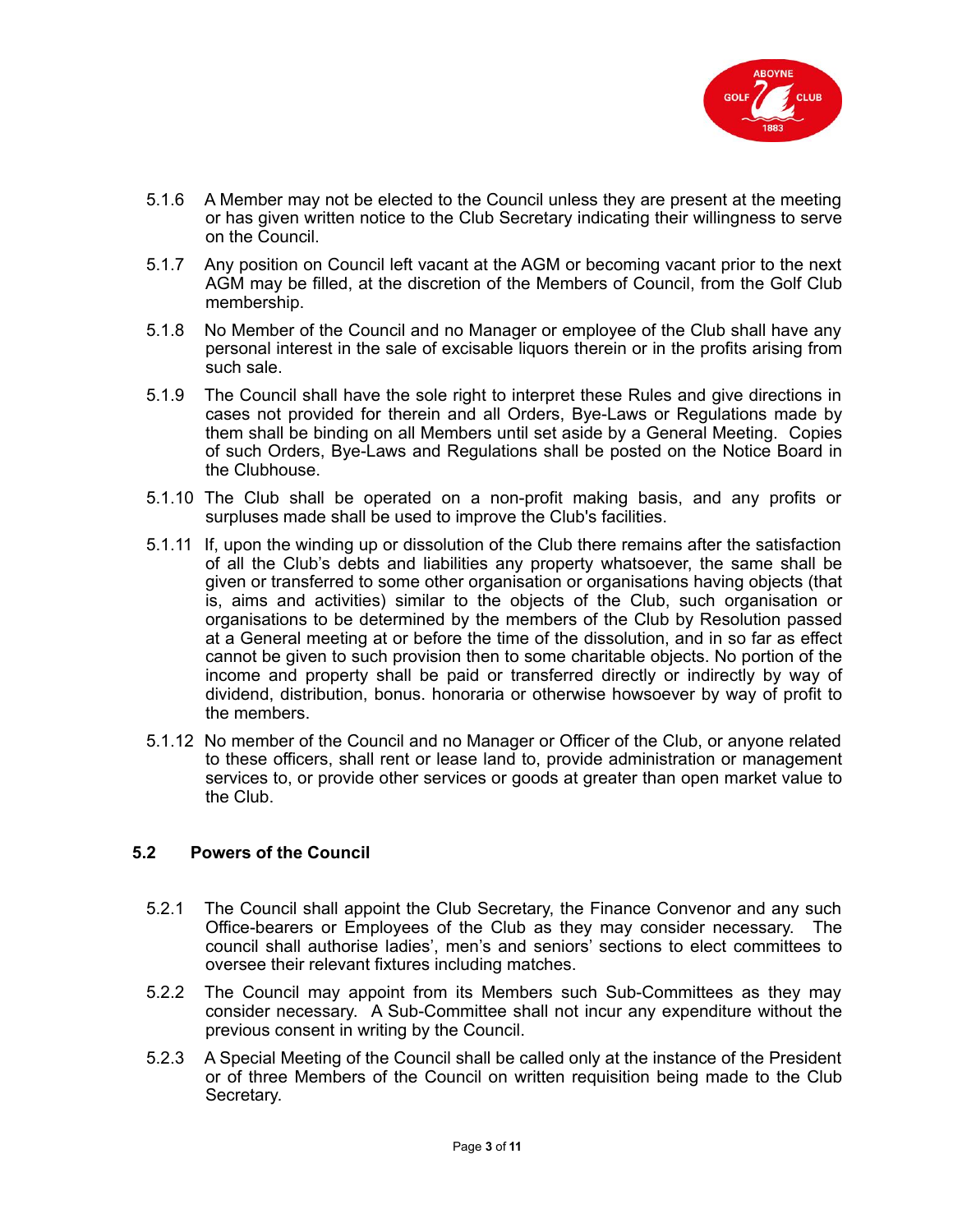5.1.6 A Member may not be elected to the Council unless they are present at the meeting or has given written notice to the Club Secretary indicating their willingness to serve on the Council.

5.1.7 Any position on Council left vacant at the AGM or becoming vacant prior to the next AGM may be filled, at the discretion of the Members of Council, from the Golf Club membership.

5.1.8 No Member of the Council and no Manager or employee of the Club shall have any personal interest in the sale of excisable liquors therein or in the profits arising from such sale.

5.1.9 The Council shall have the sole right to interpret these Rules and give directions in cases not provided for therein and all Orders, Bye-Laws or Regulations made by them shall be binding on all Members until set aside by a General Meeting. Copies of such Orders, Bye-Laws and Regulations shall be posted on the Notice Board in the Clubhouse.

5.1.10 The Club shall be operated on a non-profit making basis, and any profits or surpluses made shall be used to improve the Club's facilities.

5.1.11 If, upon the winding up or dissolution of the Club there remains after the satisfaction of all the Club's debts and liabilities any property whatsoever, the same shall be given or transferred to some other organisation or organisations having objects (that is, aims and activities) similar to the objects of the Club, such organisation or organisations to be determined by the members of the Club by Resolution passed at a General meeting at or before the time of the dissolution, and in so far as effect cannot be given to such provision then to some charitable objects. No portion of the income and property shall be paid or transferred directly or indirectly by way of dividend, distribution, bonus. honoraria or otherwise howsoever by way of profit to the members.

5.1.12 No member of the Council and no Manager or Officer of the Club, or anyone related to these officers, shall rent or lease land to, provide administration or management services to, or provide other services or goods at greater than open market value to the Club.

## 5.2 Powers of the Council

5.2.1 The Council shall appoint the Club Secretary, the Finance Convenor and any such Office-bearers or Employees of the Club as they may consider necessary. The council shall authorise ladies', men's and seniors' sections to elect committees to oversee their relevant fixtures including matches.

5.2.2 The Council may appoint from its Members such Sub-Committees as they may consider necessary. A Sub-Committee shall not incur any expenditure without the previous consent in writing by the Council.

5.2.3 A Special Meeting of the Council shall be called only at the instance of the President or of three Members of the Council on written requisition being made to the Club Secretary.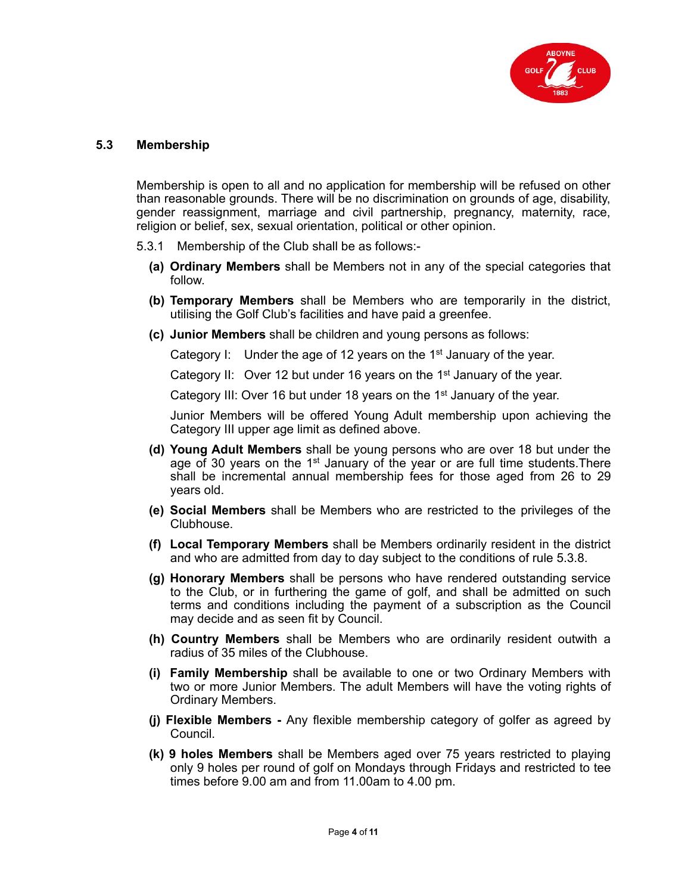## 5.3 Membership

Membership is open to all and no application for membership will be refused on other than reasonable grounds. There will be no discrimination on grounds of age, disability, gender reassignment, marriage and civil partnership, pregnancy, maternity, race, religion or belief, sex, sexual orientation, political or other opinion.

5.3.1 Membership of the Club shall be as follows:-

**(a) Ordinary Members** shall be Members not in any of the special categories that follow.

**(b) Temporary Members** shall be Members who are temporarily in the district, utilising the Golf Club's facilities and have paid a greenfee.

**(c) Junior Members** shall be children and young persons as follows:

Category I: Under the age of 12 years on the 1st January of the year.

Category II: Over 12 but under 16 years on the 1st January of the year.

Category III: Over 16 but under 18 years on the 1st January of the year.

Junior Members will be offered Young Adult membership upon achieving the Category III upper age limit as defined above.

**(d) Young Adult Members** shall be young persons who are over 18 but under the age of 30 years on the 1st January of the year or are full time students.There shall be incremental annual membership fees for those aged from 26 to 29 years old.

**(e) Social Members** shall be Members who are restricted to the privileges of the Clubhouse.

**(f) Local Temporary Members** shall be Members ordinarily resident in the district and who are admitted from day to day subject to the conditions of rule 5.3.8.

**(g) Honorary Members** shall be persons who have rendered outstanding service to the Club, or in furthering the game of golf, and shall be admitted on such terms and conditions including the payment of a subscription as the Council may decide and as seen fit by Council.

**(h) Country Members** shall be Members who are ordinarily resident outwith a radius of 35 miles of the Clubhouse.

**(i) Family Membership** shall be available to one or two Ordinary Members with two or more Junior Members. The adult Members will have the voting rights of Ordinary Members.

**(j) Flexible Members -** Any flexible membership category of golfer as agreed by Council.

**(k) 9 holes Members** shall be Members aged over 75 years restricted to playing only 9 holes per round of golf on Mondays through Fridays and restricted to tee times before 9.00 am and from 11.00am to 4.00 pm.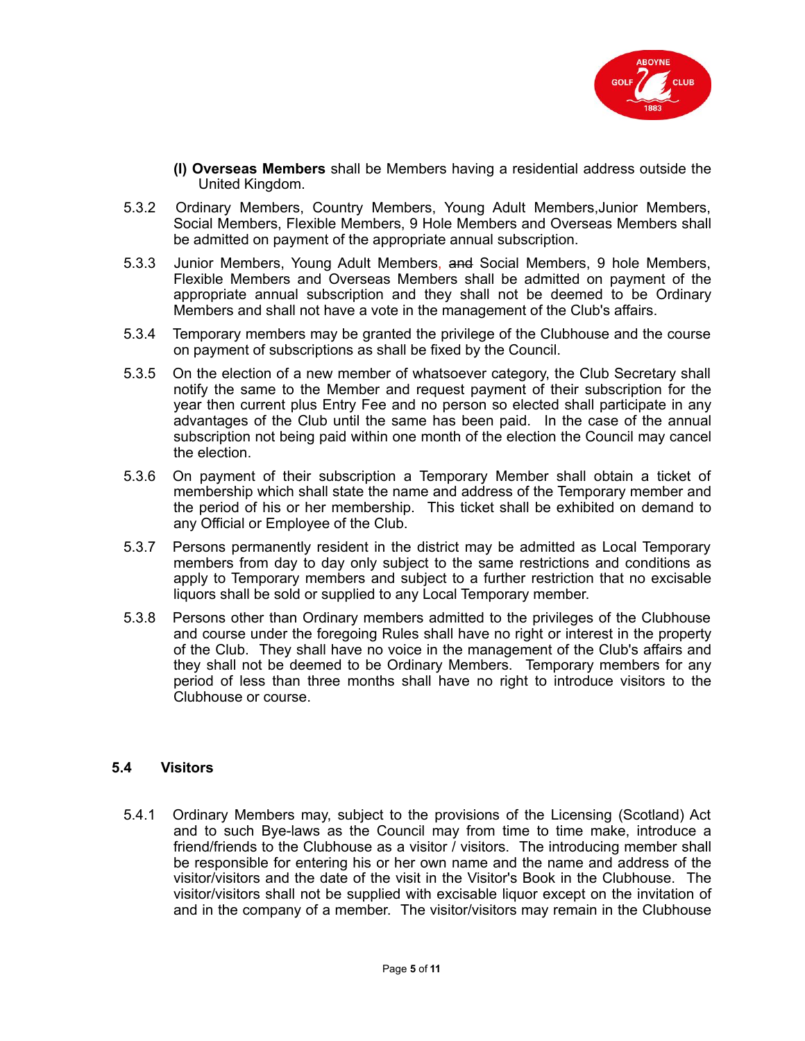**(l) Overseas Members** shall be Members having a residential address outside the United Kingdom.

5.3.2 Ordinary Members, Country Members, Young Adult Members,Junior Members, Social Members, Flexible Members, 9 Hole Members and Overseas Members shall be admitted on payment of the appropriate annual subscription.

5.3.3 Junior Members, Young Adult Members, ~~and~~ Social Members, 9 hole Members, Flexible Members and Overseas Members shall be admitted on payment of the appropriate annual subscription and they shall not be deemed to be Ordinary Members and shall not have a vote in the management of the Club's affairs.

5.3.4 Temporary members may be granted the privilege of the Clubhouse and the course on payment of subscriptions as shall be fixed by the Council.

5.3.5 On the election of a new member of whatsoever category, the Club Secretary shall notify the same to the Member and request payment of their subscription for the year then current plus Entry Fee and no person so elected shall participate in any advantages of the Club until the same has been paid. In the case of the annual subscription not being paid within one month of the election the Council may cancel the election.

5.3.6 On payment of their subscription a Temporary Member shall obtain a ticket of membership which shall state the name and address of the Temporary member and the period of his or her membership. This ticket shall be exhibited on demand to any Official or Employee of the Club.

5.3.7 Persons permanently resident in the district may be admitted as Local Temporary members from day to day only subject to the same restrictions and conditions as apply to Temporary members and subject to a further restriction that no excisable liquors shall be sold or supplied to any Local Temporary member.

5.3.8 Persons other than Ordinary members admitted to the privileges of the Clubhouse and course under the foregoing Rules shall have no right or interest in the property of the Club. They shall have no voice in the management of the Club's affairs and they shall not be deemed to be Ordinary Members. Temporary members for any period of less than three months shall have no right to introduce visitors to the Clubhouse or course.

## 5.4 Visitors

5.4.1 Ordinary Members may, subject to the provisions of the Licensing (Scotland) Act and to such Bye-laws as the Council may from time to time make, introduce a friend/friends to the Clubhouse as a visitor / visitors. The introducing member shall be responsible for entering his or her own name and the name and address of the visitor/visitors and the date of the visit in the Visitor's Book in the Clubhouse. The visitor/visitors shall not be supplied with excisable liquor except on the invitation of and in the company of a member. The visitor/visitors may remain in the Clubhouse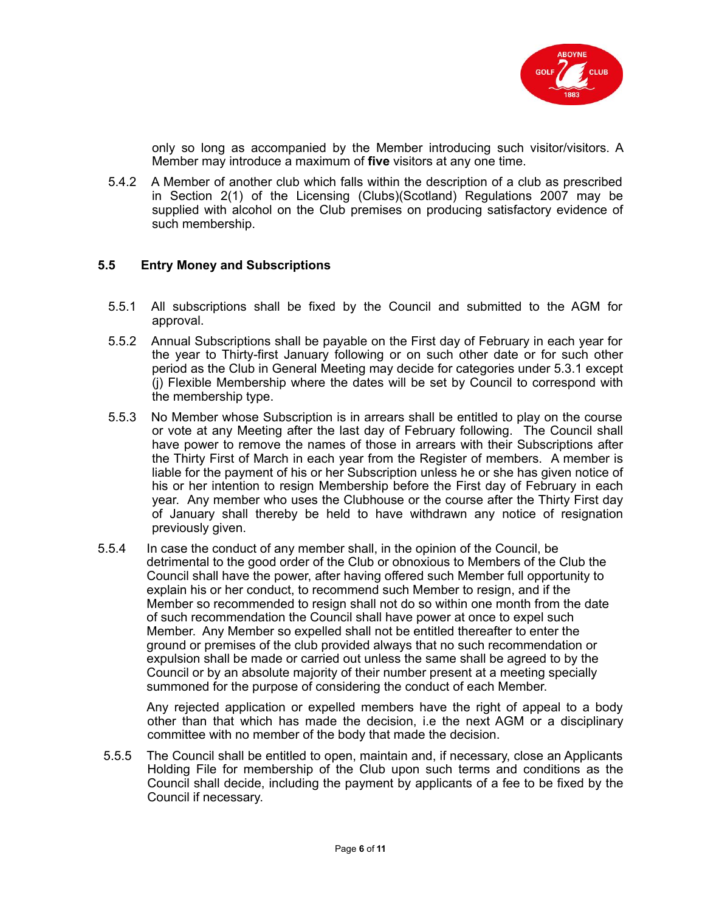only so long as accompanied by the Member introducing such visitor/visitors. A Member may introduce a maximum of **five** visitors at any one time.

5.4.2 A Member of another club which falls within the description of a club as prescribed in Section 2(1) of the Licensing (Clubs)(Scotland) Regulations 2007 may be supplied with alcohol on the Club premises on producing satisfactory evidence of such membership.

### 5.5 Entry Money and Subscriptions

5.5.1 All subscriptions shall be fixed by the Council and submitted to the AGM for approval.

5.5.2 Annual Subscriptions shall be payable on the First day of February in each year for the year to Thirty-first January following or on such other date or for such other period as the Club in General Meeting may decide for categories under 5.3.1 except (j) Flexible Membership where the dates will be set by Council to correspond with the membership type.

5.5.3 No Member whose Subscription is in arrears shall be entitled to play on the course or vote at any Meeting after the last day of February following. The Council shall have power to remove the names of those in arrears with their Subscriptions after the Thirty First of March in each year from the Register of members. A member is liable for the payment of his or her Subscription unless he or she has given notice of his or her intention to resign Membership before the First day of February in each year. Any member who uses the Clubhouse or the course after the Thirty First day of January shall thereby be held to have withdrawn any notice of resignation previously given.

5.5.4 In case the conduct of any member shall, in the opinion of the Council, be detrimental to the good order of the Club or obnoxious to Members of the Club the Council shall have the power, after having offered such Member full opportunity to explain his or her conduct, to recommend such Member to resign, and if the Member so recommended to resign shall not do so within one month from the date of such recommendation the Council shall have power at once to expel such Member. Any Member so expelled shall not be entitled thereafter to enter the ground or premises of the club provided always that no such recommendation or expulsion shall be made or carried out unless the same shall be agreed to by the Council or by an absolute majority of their number present at a meeting specially summoned for the purpose of considering the conduct of each Member.

Any rejected application or expelled members have the right of appeal to a body other than that which has made the decision, i.e the next AGM or a disciplinary committee with no member of the body that made the decision.

5.5.5 The Council shall be entitled to open, maintain and, if necessary, close an Applicants Holding File for membership of the Club upon such terms and conditions as the Council shall decide, including the payment by applicants of a fee to be fixed by the Council if necessary.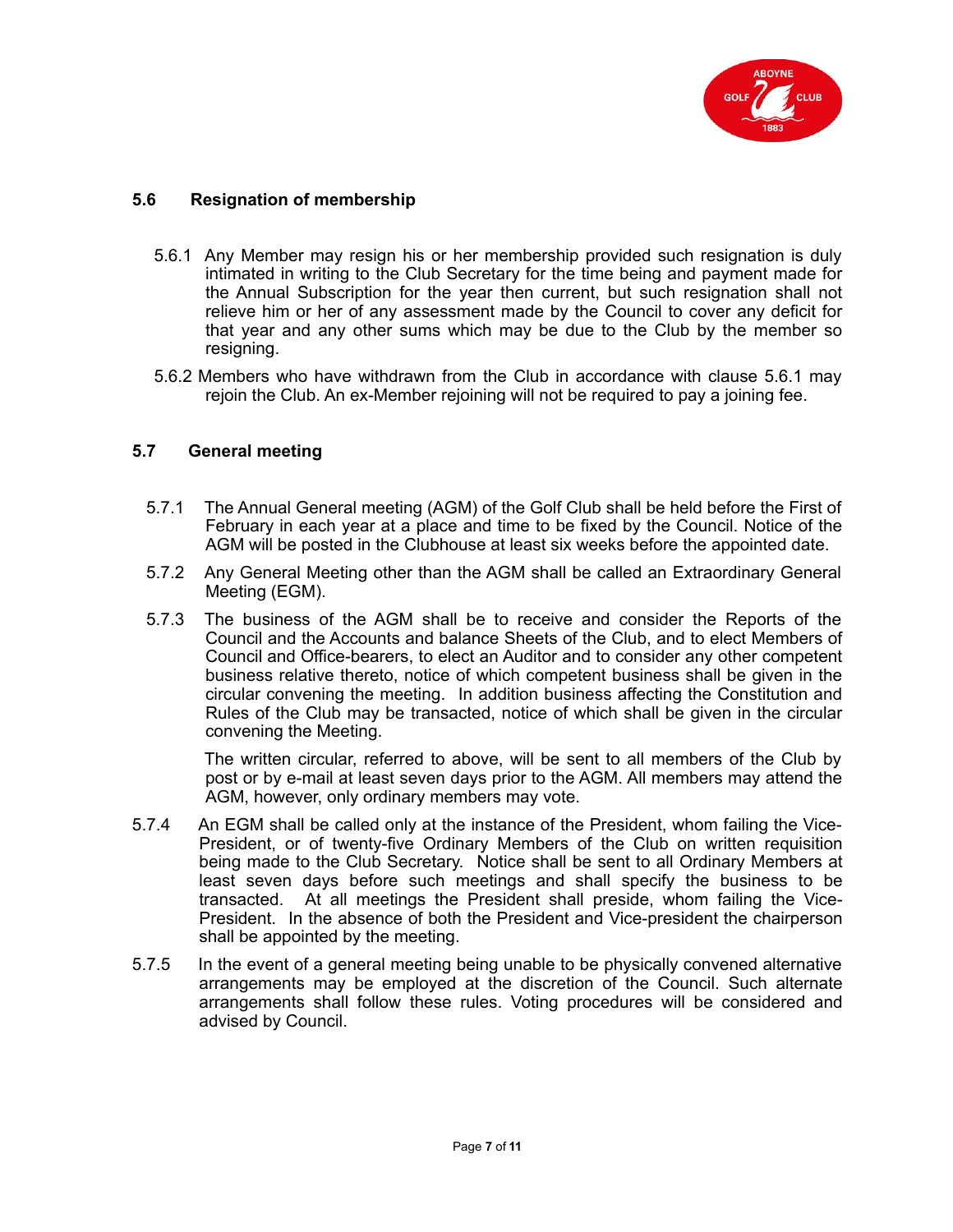### 5.6 Resignation of membership

5.6.1 Any Member may resign his or her membership provided such resignation is duly intimated in writing to the Club Secretary for the time being and payment made for the Annual Subscription for the year then current, but such resignation shall not relieve him or her of any assessment made by the Council to cover any deficit for that year and any other sums which may be due to the Club by the member so resigning.

5.6.2 Members who have withdrawn from the Club in accordance with clause 5.6.1 may rejoin the Club. An ex-Member rejoining will not be required to pay a joining fee.

### 5.7 General meeting

5.7.1 The Annual General meeting (AGM) of the Golf Club shall be held before the First of February in each year at a place and time to be fixed by the Council. Notice of the AGM will be posted in the Clubhouse at least six weeks before the appointed date.

5.7.2 Any General Meeting other than the AGM shall be called an Extraordinary General Meeting (EGM).

5.7.3 The business of the AGM shall be to receive and consider the Reports of the Council and the Accounts and balance Sheets of the Club, and to elect Members of Council and Office-bearers, to elect an Auditor and to consider any other competent business relative thereto, notice of which competent business shall be given in the circular convening the meeting. In addition business affecting the Constitution and Rules of the Club may be transacted, notice of which shall be given in the circular convening the Meeting.

The written circular, referred to above, will be sent to all members of the Club by post or by e-mail at least seven days prior to the AGM. All members may attend the AGM, however, only ordinary members may vote.

5.7.4 An EGM shall be called only at the instance of the President, whom failing the Vice-President, or of twenty-five Ordinary Members of the Club on written requisition being made to the Club Secretary. Notice shall be sent to all Ordinary Members at least seven days before such meetings and shall specify the business to be transacted. At all meetings the President shall preside, whom failing the Vice-President. In the absence of both the President and Vice-president the chairperson shall be appointed by the meeting.

5.7.5 In the event of a general meeting being unable to be physically convened alternative arrangements may be employed at the discretion of the Council. Such alternate arrangements shall follow these rules. Voting procedures will be considered and advised by Council.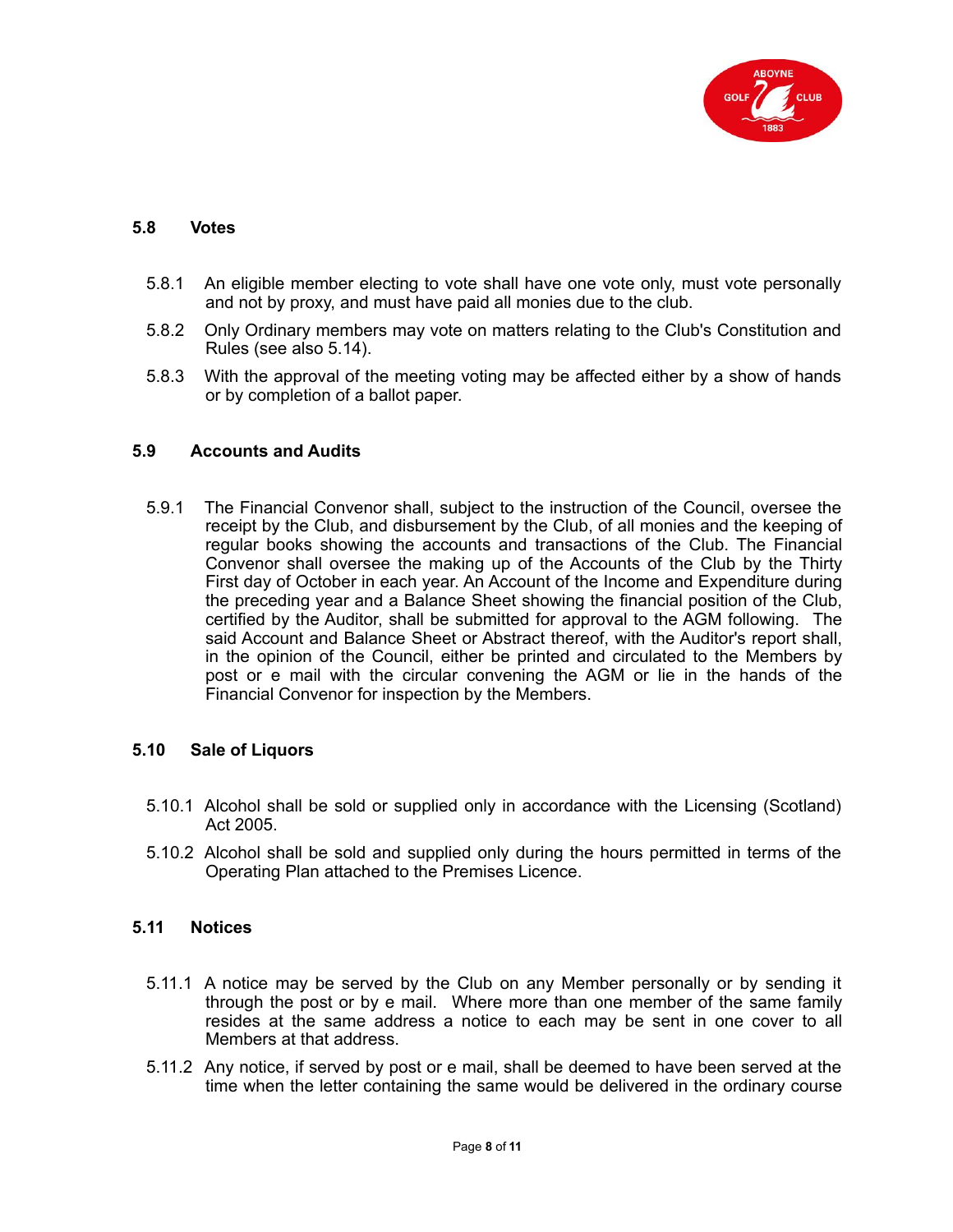### 5.8 Votes

5.8.1 An eligible member electing to vote shall have one vote only, must vote personally and not by proxy, and must have paid all monies due to the club.

5.8.2 Only Ordinary members may vote on matters relating to the Club's Constitution and Rules (see also 5.14).

5.8.3 With the approval of the meeting voting may be affected either by a show of hands or by completion of a ballot paper.

### 5.9 Accounts and Audits

5.9.1 The Financial Convenor shall, subject to the instruction of the Council, oversee the receipt by the Club, and disbursement by the Club, of all monies and the keeping of regular books showing the accounts and transactions of the Club. The Financial Convenor shall oversee the making up of the Accounts of the Club by the Thirty First day of October in each year. An Account of the Income and Expenditure during the preceding year and a Balance Sheet showing the financial position of the Club, certified by the Auditor, shall be submitted for approval to the AGM following. The said Account and Balance Sheet or Abstract thereof, with the Auditor's report shall, in the opinion of the Council, either be printed and circulated to the Members by post or e mail with the circular convening the AGM or lie in the hands of the Financial Convenor for inspection by the Members.

### 5.10 Sale of Liquors

5.10.1 Alcohol shall be sold or supplied only in accordance with the Licensing (Scotland) Act 2005.

5.10.2 Alcohol shall be sold and supplied only during the hours permitted in terms of the Operating Plan attached to the Premises Licence.

### 5.11 Notices

5.11.1 A notice may be served by the Club on any Member personally or by sending it through the post or by e mail. Where more than one member of the same family resides at the same address a notice to each may be sent in one cover to all Members at that address.

5.11.2 Any notice, if served by post or e mail, shall be deemed to have been served at the time when the letter containing the same would be delivered in the ordinary course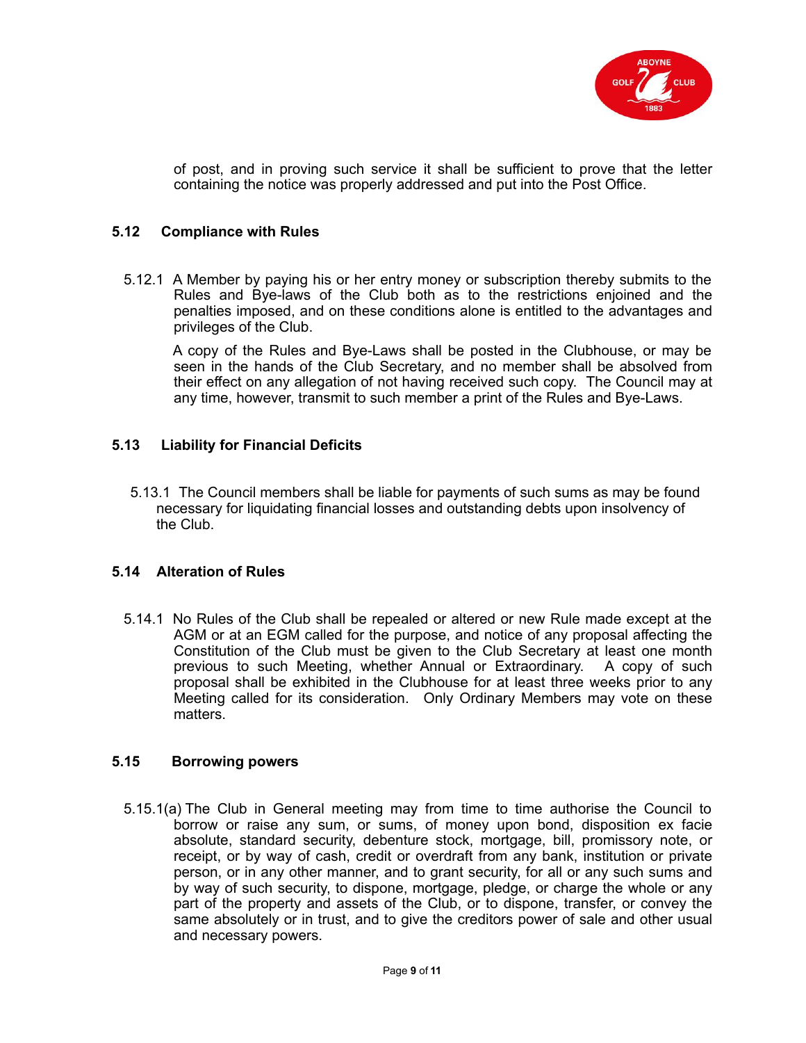of post, and in proving such service it shall be sufficient to prove that the letter containing the notice was properly addressed and put into the Post Office.

### 5.12 Compliance with Rules

5.12.1 A Member by paying his or her entry money or subscription thereby submits to the Rules and Bye-laws of the Club both as to the restrictions enjoined and the penalties imposed, and on these conditions alone is entitled to the advantages and privileges of the Club.

A copy of the Rules and Bye-Laws shall be posted in the Clubhouse, or may be seen in the hands of the Club Secretary, and no member shall be absolved from their effect on any allegation of not having received such copy. The Council may at any time, however, transmit to such member a print of the Rules and Bye-Laws.

### 5.13 Liability for Financial Deficits

5.13.1 The Council members shall be liable for payments of such sums as may be found necessary for liquidating financial losses and outstanding debts upon insolvency of the Club.

### 5.14 Alteration of Rules

5.14.1 No Rules of the Club shall be repealed or altered or new Rule made except at the AGM or at an EGM called for the purpose, and notice of any proposal affecting the Constitution of the Club must be given to the Club Secretary at least one month previous to such Meeting, whether Annual or Extraordinary. A copy of such proposal shall be exhibited in the Clubhouse for at least three weeks prior to any Meeting called for its consideration. Only Ordinary Members may vote on these matters.

### 5.15 Borrowing powers

5.15.1(a) The Club in General meeting may from time to time authorise the Council to borrow or raise any sum, or sums, of money upon bond, disposition ex facie absolute, standard security, debenture stock, mortgage, bill, promissory note, or receipt, or by way of cash, credit or overdraft from any bank, institution or private person, or in any other manner, and to grant security, for all or any such sums and by way of such security, to dispone, mortgage, pledge, or charge the whole or any part of the property and assets of the Club, or to dispone, transfer, or convey the same absolutely or in trust, and to give the creditors power of sale and other usual and necessary powers.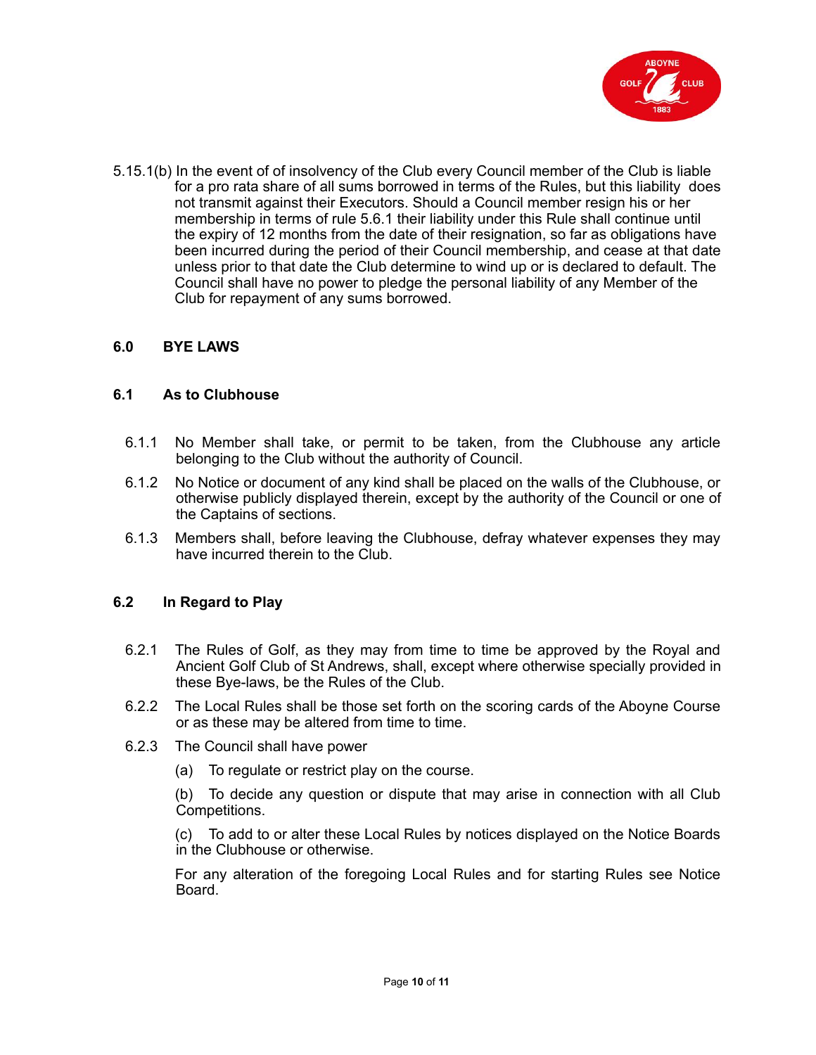5.15.1(b) In the event of of insolvency of the Club every Council member of the Club is liable for a pro rata share of all sums borrowed in terms of the Rules, but this liability does not transmit against their Executors. Should a Council member resign his or her membership in terms of rule 5.6.1 their liability under this Rule shall continue until the expiry of 12 months from the date of their resignation, so far as obligations have been incurred during the period of their Council membership, and cease at that date unless prior to that date the Club determine to wind up or is declared to default. The Council shall have no power to pledge the personal liability of any Member of the Club for repayment of any sums borrowed.

## 6.0 BYE LAWS

### 6.1 As to Clubhouse

6.1.1 No Member shall take, or permit to be taken, from the Clubhouse any article belonging to the Club without the authority of Council.

6.1.2 No Notice or document of any kind shall be placed on the walls of the Clubhouse, or otherwise publicly displayed therein, except by the authority of the Council or one of the Captains of sections.

6.1.3 Members shall, before leaving the Clubhouse, defray whatever expenses they may have incurred therein to the Club.

### 6.2 In Regard to Play

6.2.1 The Rules of Golf, as they may from time to time be approved by the Royal and Ancient Golf Club of St Andrews, shall, except where otherwise specially provided in these Bye-laws, be the Rules of the Club.

6.2.2 The Local Rules shall be those set forth on the scoring cards of the Aboyne Course or as these may be altered from time to time.

6.2.3 The Council shall have power

(a) To regulate or restrict play on the course.

(b) To decide any question or dispute that may arise in connection with all Club Competitions.

(c) To add to or alter these Local Rules by notices displayed on the Notice Boards in the Clubhouse or otherwise.

For any alteration of the foregoing Local Rules and for starting Rules see Notice Board.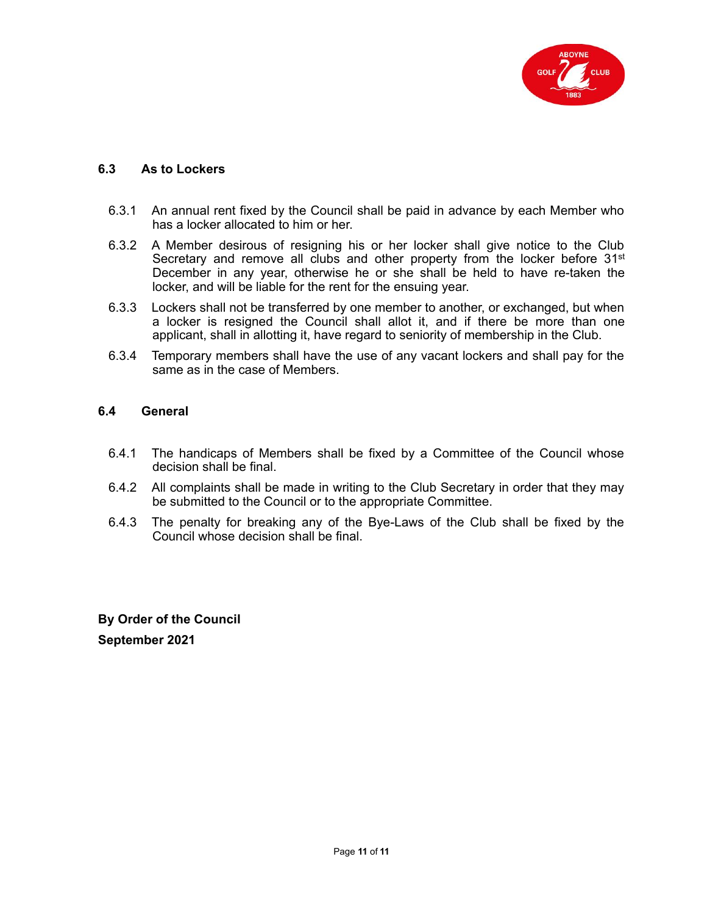### 6.3 As to Lockers

6.3.1 An annual rent fixed by the Council shall be paid in advance by each Member who has a locker allocated to him or her.

6.3.2 A Member desirous of resigning his or her locker shall give notice to the Club Secretary and remove all clubs and other property from the locker before 31st December in any year, otherwise he or she shall be held to have re-taken the locker, and will be liable for the rent for the ensuing year.

6.3.3 Lockers shall not be transferred by one member to another, or exchanged, but when a locker is resigned the Council shall allot it, and if there be more than one applicant, shall in allotting it, have regard to seniority of membership in the Club.

6.3.4 Temporary members shall have the use of any vacant lockers and shall pay for the same as in the case of Members.

### 6.4 General

6.4.1 The handicaps of Members shall be fixed by a Committee of the Council whose decision shall be final.

6.4.2 All complaints shall be made in writing to the Club Secretary in order that they may be submitted to the Council or to the appropriate Committee.

6.4.3 The penalty for breaking any of the Bye-Laws of the Club shall be fixed by the Council whose decision shall be final.

**By Order of the Council**

**September 2021**